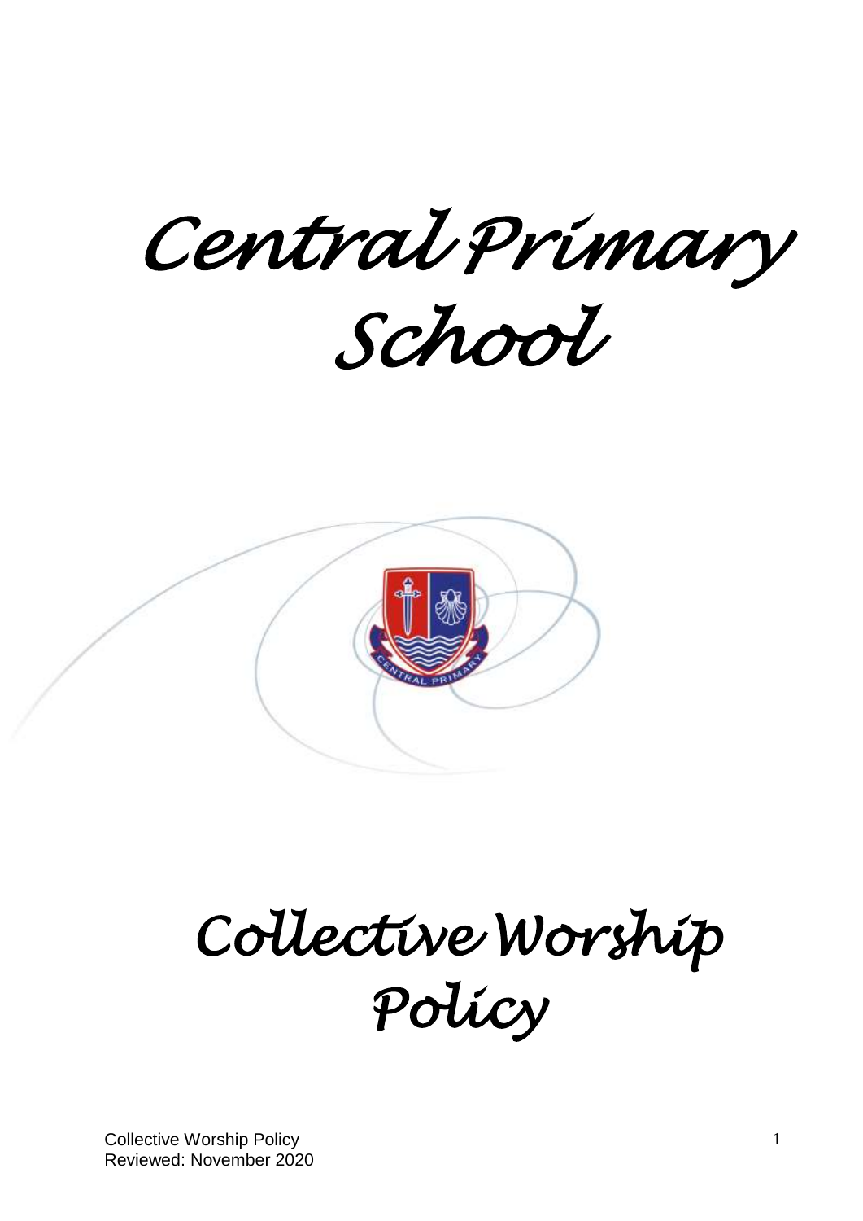# Central Primary School

# Collective Worship Policy

Collective Worship Policy
Reviewed: November 2020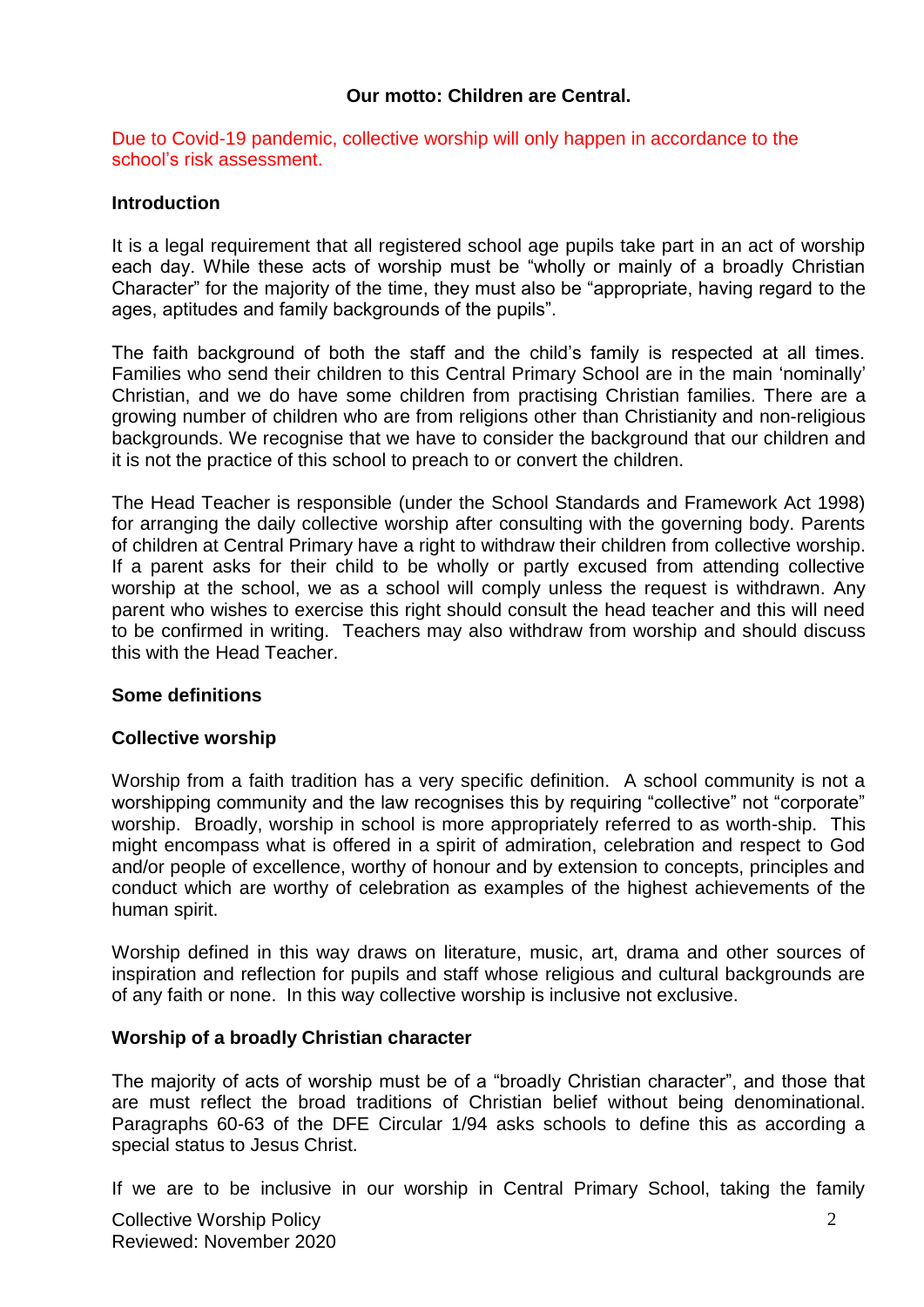**Our motto: Children are Central.**

Due to Covid-19 pandemic, collective worship will only happen in accordance to the school's risk assessment.

**Introduction**

It is a legal requirement that all registered school age pupils take part in an act of worship each day. While these acts of worship must be "wholly or mainly of a broadly Christian Character" for the majority of the time, they must also be "appropriate, having regard to the ages, aptitudes and family backgrounds of the pupils".

The faith background of both the staff and the child's family is respected at all times. Families who send their children to this Central Primary School are in the main 'nominally' Christian, and we do have some children from practising Christian families. There are a growing number of children who are from religions other than Christianity and non-religious backgrounds. We recognise that we have to consider the background that our children and it is not the practice of this school to preach to or convert the children.

The Head Teacher is responsible (under the School Standards and Framework Act 1998) for arranging the daily collective worship after consulting with the governing body. Parents of children at Central Primary have a right to withdraw their children from collective worship. If a parent asks for their child to be wholly or partly excused from attending collective worship at the school, we as a school will comply unless the request is withdrawn. Any parent who wishes to exercise this right should consult the head teacher and this will need to be confirmed in writing. Teachers may also withdraw from worship and should discuss this with the Head Teacher.

**Some definitions**

**Collective worship**

Worship from a faith tradition has a very specific definition. A school community is not a worshipping community and the law recognises this by requiring "collective" not "corporate" worship. Broadly, worship in school is more appropriately referred to as worth-ship. This might encompass what is offered in a spirit of admiration, celebration and respect to God and/or people of excellence, worthy of honour and by extension to concepts, principles and conduct which are worthy of celebration as examples of the highest achievements of the human spirit.

Worship defined in this way draws on literature, music, art, drama and other sources of inspiration and reflection for pupils and staff whose religious and cultural backgrounds are of any faith or none. In this way collective worship is inclusive not exclusive.

**Worship of a broadly Christian character**

The majority of acts of worship must be of a "broadly Christian character", and those that are must reflect the broad traditions of Christian belief without being denominational. Paragraphs 60-63 of the DFE Circular 1/94 asks schools to define this as according a special status to Jesus Christ.

If we are to be inclusive in our worship in Central Primary School, taking the family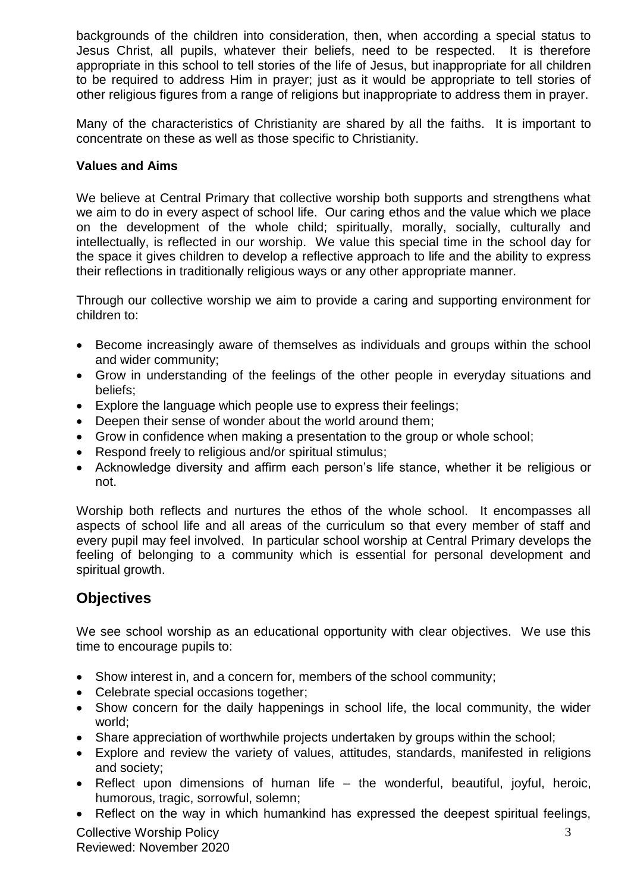backgrounds of the children into consideration, then, when according a special status to Jesus Christ, all pupils, whatever their beliefs, need to be respected. It is therefore appropriate in this school to tell stories of the life of Jesus, but inappropriate for all children to be required to address Him in prayer; just as it would be appropriate to tell stories of other religious figures from a range of religions but inappropriate to address them in prayer.

Many of the characteristics of Christianity are shared by all the faiths. It is important to concentrate on these as well as those specific to Christianity.

**Values and Aims**

We believe at Central Primary that collective worship both supports and strengthens what we aim to do in every aspect of school life. Our caring ethos and the value which we place on the development of the whole child; spiritually, morally, socially, culturally and intellectually, is reflected in our worship. We value this special time in the school day for the space it gives children to develop a reflective approach to life and the ability to express their reflections in traditionally religious ways or any other appropriate manner.

Through our collective worship we aim to provide a caring and supporting environment for children to:

- Become increasingly aware of themselves as individuals and groups within the school and wider community;
- Grow in understanding of the feelings of the other people in everyday situations and beliefs;
- Explore the language which people use to express their feelings;
- Deepen their sense of wonder about the world around them;
- Grow in confidence when making a presentation to the group or whole school;
- Respond freely to religious and/or spiritual stimulus;
- Acknowledge diversity and affirm each person's life stance, whether it be religious or not.

Worship both reflects and nurtures the ethos of the whole school. It encompasses all aspects of school life and all areas of the curriculum so that every member of staff and every pupil may feel involved. In particular school worship at Central Primary develops the feeling of belonging to a community which is essential for personal development and spiritual growth.

## Objectives

We see school worship as an educational opportunity with clear objectives. We use this time to encourage pupils to:

- Show interest in, and a concern for, members of the school community;
- Celebrate special occasions together;
- Show concern for the daily happenings in school life, the local community, the wider world;
- Share appreciation of worthwhile projects undertaken by groups within the school;
- Explore and review the variety of values, attitudes, standards, manifested in religions and society;
- Reflect upon dimensions of human life – the wonderful, beautiful, joyful, heroic, humorous, tragic, sorrowful, solemn;
- Reflect on the way in which humankind has expressed the deepest spiritual feelings,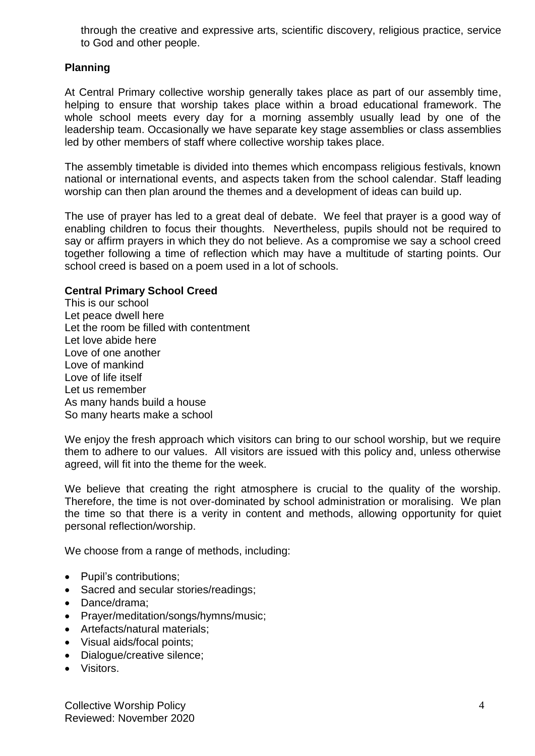through the creative and expressive arts, scientific discovery, religious practice, service to God and other people.

**Planning**

At Central Primary collective worship generally takes place as part of our assembly time, helping to ensure that worship takes place within a broad educational framework. The whole school meets every day for a morning assembly usually lead by one of the leadership team. Occasionally we have separate key stage assemblies or class assemblies led by other members of staff where collective worship takes place.

The assembly timetable is divided into themes which encompass religious festivals, known national or international events, and aspects taken from the school calendar. Staff leading worship can then plan around the themes and a development of ideas can build up.

The use of prayer has led to a great deal of debate. We feel that prayer is a good way of enabling children to focus their thoughts. Nevertheless, pupils should not be required to say or affirm prayers in which they do not believe. As a compromise we say a school creed together following a time of reflection which may have a multitude of starting points. Our school creed is based on a poem used in a lot of schools.

**Central Primary School Creed**
This is our school
Let peace dwell here
Let the room be filled with contentment
Let love abide here
Love of one another
Love of mankind
Love of life itself
Let us remember
As many hands build a house
So many hearts make a school

We enjoy the fresh approach which visitors can bring to our school worship, but we require them to adhere to our values. All visitors are issued with this policy and, unless otherwise agreed, will fit into the theme for the week.

We believe that creating the right atmosphere is crucial to the quality of the worship. Therefore, the time is not over-dominated by school administration or moralising. We plan the time so that there is a verity in content and methods, allowing opportunity for quiet personal reflection/worship.

We choose from a range of methods, including:

- Pupil's contributions;
- Sacred and secular stories/readings;
- Dance/drama;
- Prayer/meditation/songs/hymns/music;
- Artefacts/natural materials;
- Visual aids/focal points;
- Dialogue/creative silence;
- Visitors.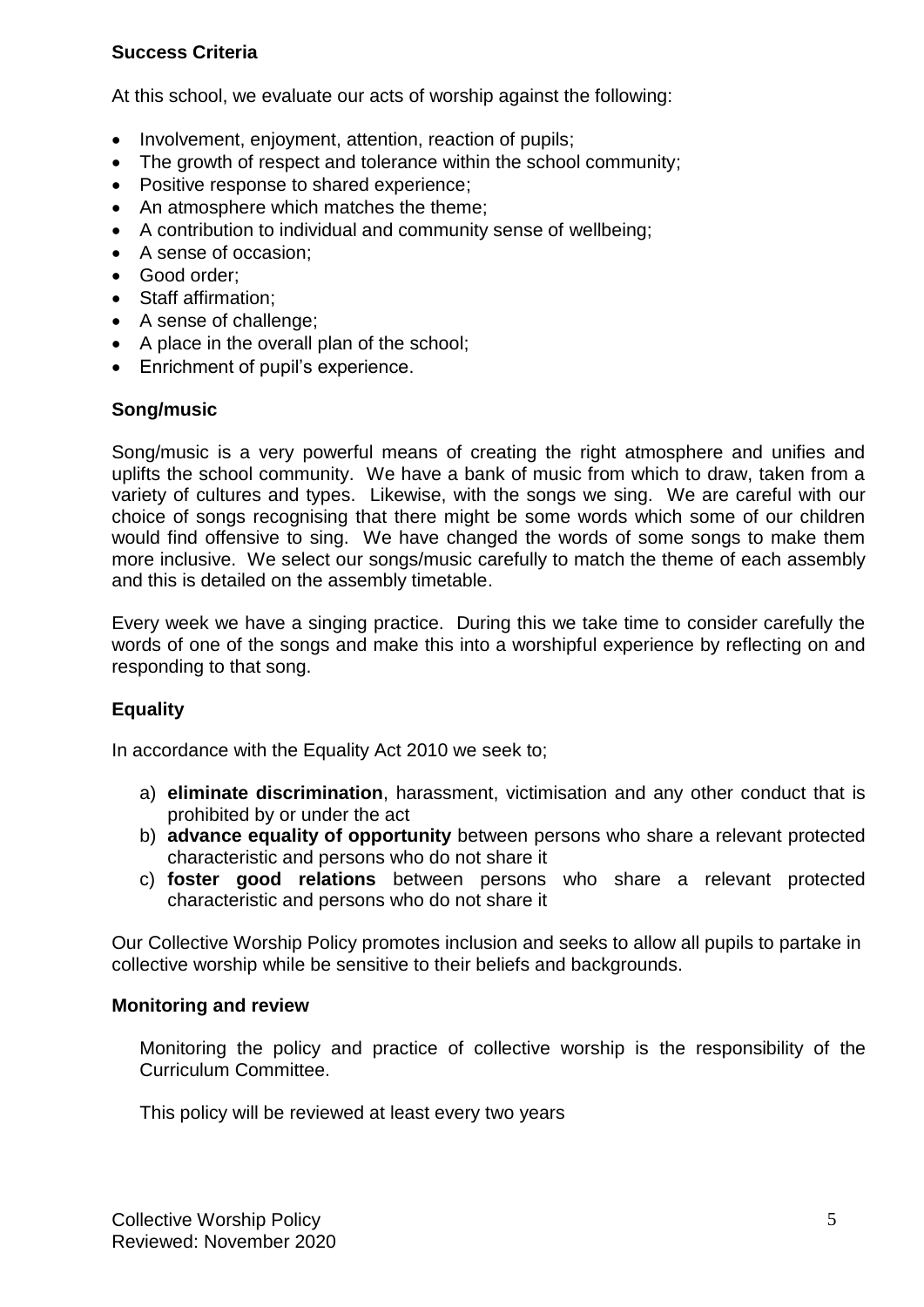**Success Criteria**

At this school, we evaluate our acts of worship against the following:

- Involvement, enjoyment, attention, reaction of pupils;
- The growth of respect and tolerance within the school community;
- Positive response to shared experience;
- An atmosphere which matches the theme;
- A contribution to individual and community sense of wellbeing;
- A sense of occasion;
- Good order;
- Staff affirmation;
- A sense of challenge;
- A place in the overall plan of the school;
- Enrichment of pupil's experience.

**Song/music**

Song/music is a very powerful means of creating the right atmosphere and unifies and uplifts the school community. We have a bank of music from which to draw, taken from a variety of cultures and types. Likewise, with the songs we sing. We are careful with our choice of songs recognising that there might be some words which some of our children would find offensive to sing. We have changed the words of some songs to make them more inclusive. We select our songs/music carefully to match the theme of each assembly and this is detailed on the assembly timetable.

Every week we have a singing practice. During this we take time to consider carefully the words of one of the songs and make this into a worshipful experience by reflecting on and responding to that song.

**Equality**

In accordance with the Equality Act 2010 we seek to;

a) **eliminate discrimination**, harassment, victimisation and any other conduct that is prohibited by or under the act
b) **advance equality of opportunity** between persons who share a relevant protected characteristic and persons who do not share it
c) **foster good relations** between persons who share a relevant protected characteristic and persons who do not share it

Our Collective Worship Policy promotes inclusion and seeks to allow all pupils to partake in collective worship while be sensitive to their beliefs and backgrounds.

**Monitoring and review**

Monitoring the policy and practice of collective worship is the responsibility of the Curriculum Committee.

This policy will be reviewed at least every two years